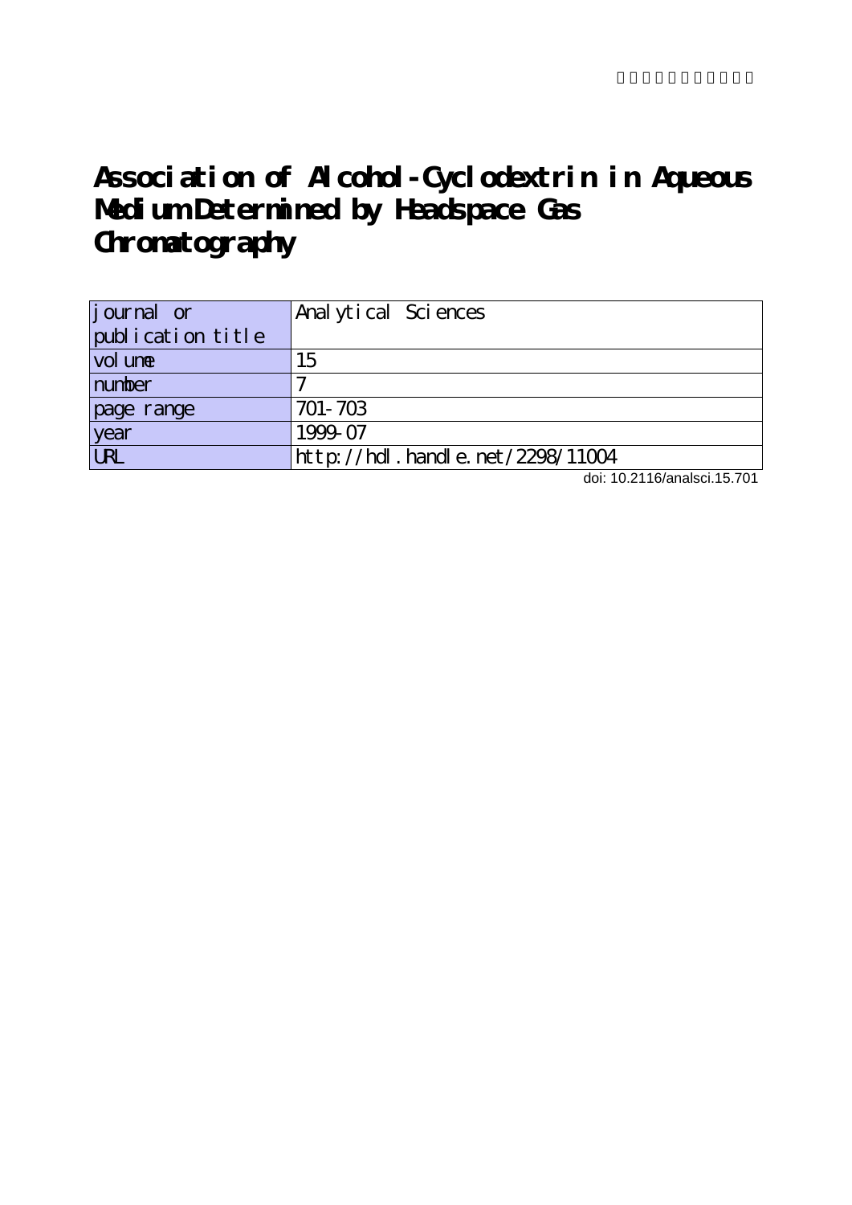# Association of Alcohol-Cyclodextrin in Aqueous Medium Determined by Headspace Gas Chromatography

| journal or publication title | Analytical Sciences |
| --- | --- |
| volume | 15 |
| number | 7 |
| page range | 701-703 |
| year | 1999-07 |
| URL | http://hdl.handle.net/2298/11004 |

doi: 10.2116/analsci.15.701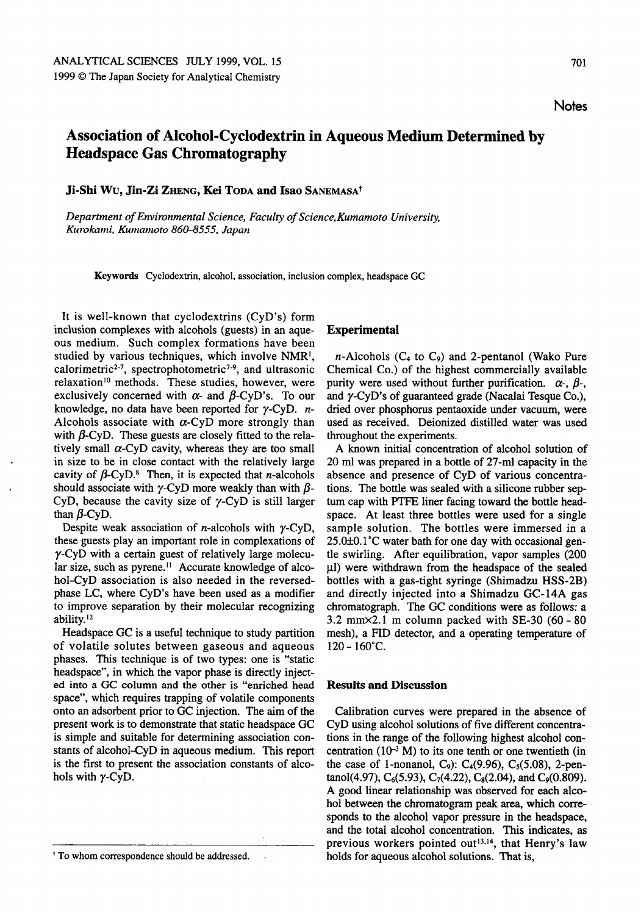# Association of Alcohol-Cyclodextrin in Aqueous Medium Determined by Headspace Gas Chromatography

Ji-Shi Wu, Jin-Zi Zheng, Kei Toda and Isao Sanemasa†

*Department of Environmental Science, Faculty of Science, Kumamoto University, Kurokami, Kumamoto 860–8555, Japan*

**Keywords** Cyclodextrin, alcohol, association, inclusion complex, headspace GC

It is well-known that cyclodextrins (CyD's) form inclusion complexes with alcohols (guests) in an aqueous medium. Such complex formations have been studied by various techniques, which involve NMR[1], calorimetric[2-7], spectrophotometric[7-9], and ultrasonic relaxation[10] methods. These studies, however, were exclusively concerned with $\alpha$- and $\beta$-CyD's. To our knowledge, no data have been reported for $\gamma$-CyD. *n*-Alcohols associate with $\alpha$-CyD more strongly than with $\beta$-CyD. These guests are closely fitted to the relatively small $\alpha$-CyD cavity, whereas they are too small in size to be in close contact with the relatively large cavity of $\beta$-CyD.[8] Then, it is expected that *n*-alcohols should associate with $\gamma$-CyD more weakly than with $\beta$-CyD, because the cavity size of $\gamma$-CyD is still larger than $\beta$-CyD.

Despite weak association of *n*-alcohols with $\gamma$-CyD, these guests play an important role in complexations of $\gamma$-CyD with a certain guest of relatively large molecular size, such as pyrene.[11] Accurate knowledge of alcohol-CyD association is also needed in the reversed-phase LC, where CyD's have been used as a modifier to improve separation by their molecular recognizing ability.[12]

Headspace GC is a useful technique to study partition of volatile solutes between gaseous and aqueous phases. This technique is of two types: one is "static headspace", in which the vapor phase is directly injected into a GC column and the other is "enriched head space", which requires trapping of volatile components onto an adsorbent prior to GC injection. The aim of the present work is to demonstrate that static headspace GC is simple and suitable for determining association constants of alcohol-CyD in aqueous medium. This report is the first to present the association constants of alcohols with $\gamma$-CyD.

† To whom correspondence should be addressed.

## Experimental

*n*-Alcohols ($C_4$ to $C_9$) and 2-pentanol (Wako Pure Chemical Co.) of the highest commercially available purity were used without further purification. $\alpha$-, $\beta$-, and $\gamma$-CyD's of guaranteed grade (Nacalai Tesque Co.), dried over phosphorus pentaoxide under vacuum, were used as received. Deionized distilled water was used throughout the experiments.

A known initial concentration of alcohol solution of 20 ml was prepared in a bottle of 27-ml capacity in the absence and presence of CyD of various concentrations. The bottle was sealed with a silicone rubber septum cap with PTFE liner facing toward the bottle headspace. At least three bottles were used for a single sample solution. The bottles were immersed in a 25.0±0.1°C water bath for one day with occasional gentle swirling. After equilibration, vapor samples (200 μl) were withdrawn from the headspace of the sealed bottles with a gas-tight syringe (Shimadzu HSS-2B) and directly injected into a Shimadzu GC-14A gas chromatograph. The GC conditions were as follows: a 3.2 mm×2.1 m column packed with SE-30 (60 - 80 mesh), a FID detector, and a operating temperature of 120 - 160°C.

## Results and Discussion

Calibration curves were prepared in the absence of CyD using alcohol solutions of five different concentrations in the range of the following highest alcohol concentration ($10^{-3}$ M) to its one tenth or one twentieth (in the case of 1-nonanol, $C_9$): $C_4$(9.96), $C_5$(5.08), 2-pentanol(4.97), $C_6$(5.93), $C_7$(4.22), $C_8$(2.04), and $C_9$(0.809). A good linear relationship was observed for each alcohol between the chromatogram peak area, which corresponds to the alcohol vapor pressure in the headspace, and the total alcohol concentration. This indicates, as previous workers pointed out[13,14], that Henry's law holds for aqueous alcohol solutions. That is,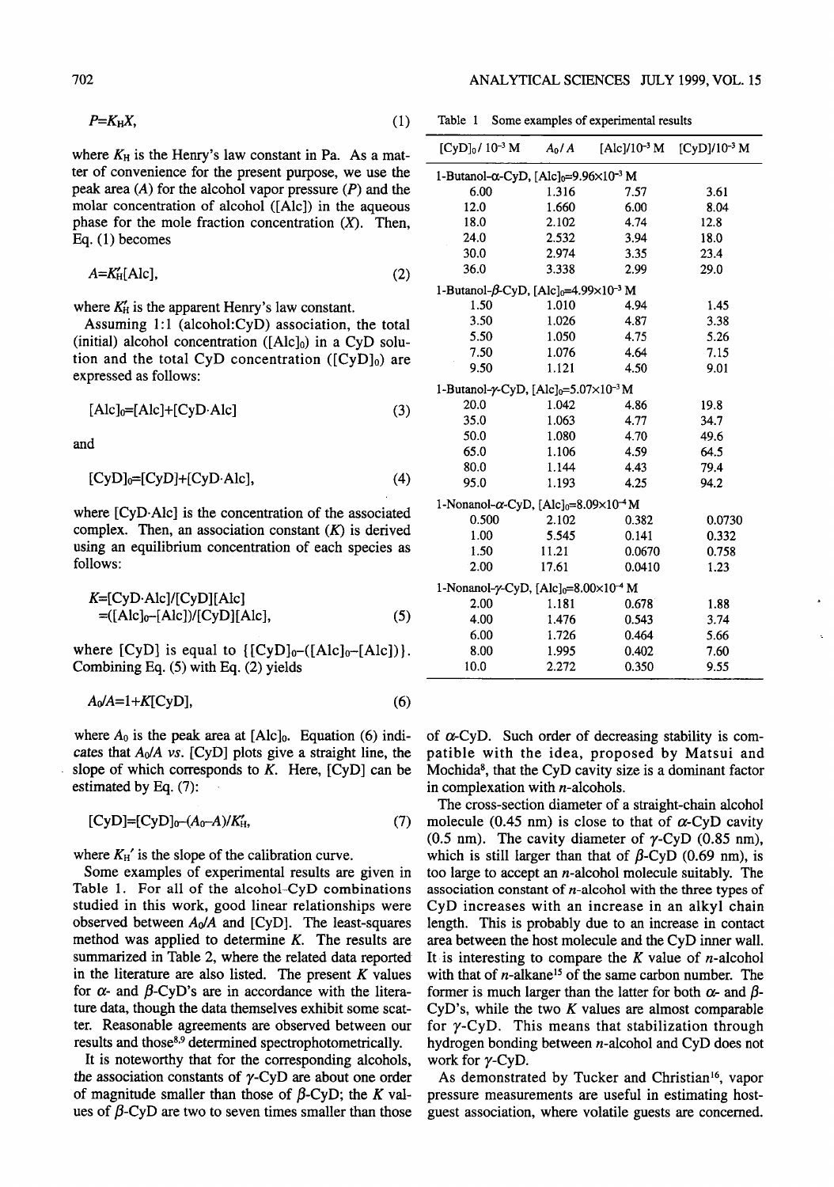$$P=K_H X, \tag{1}$$

where $K_H$ is the Henry's law constant in Pa. As a matter of convenience for the present purpose, we use the peak area ($A$) for the alcohol vapor pressure ($P$) and the molar concentration of alcohol ([Alc]) in the aqueous phase for the mole fraction concentration ($X$). Then, Eq. (1) becomes

$$A=K_H'[\text{Alc}], \tag{2}$$

where $K_H'$ is the apparent Henry's law constant.

Assuming 1:1 (alcohol:CyD) association, the total (initial) alcohol concentration ($[\text{Alc}]_0$) in a CyD solution and the total CyD concentration ($[\text{CyD}]_0$) are expressed as follows:

$$[\text{Alc}]_0=[\text{Alc}]+[\text{CyD}\cdot\text{Alc}] \tag{3}$$

and

$$[\text{CyD}]_0=[\text{CyD}]+[\text{CyD}\cdot\text{Alc}], \tag{4}$$

where $[\text{CyD}\cdot\text{Alc}]$ is the concentration of the associated complex. Then, an association constant ($K$) is derived using an equilibrium concentration of each species as follows:

$$\begin{aligned}K&=[\text{CyD}\cdot\text{Alc}]/[\text{CyD}][\text{Alc}]\\&=([\text{Alc}]_0-[\text{Alc}])/[\text{CyD}][\text{Alc}],\end{aligned} \tag{5}$$

where [CyD] is equal to $\{[\text{CyD}]_0-([\text{Alc}]_0-[\text{Alc}])\}$. Combining Eq. (5) with Eq. (2) yields

$$A_0/A=1+K[\text{CyD}], \tag{6}$$

where $A_0$ is the peak area at $[\text{Alc}]_0$. Equation (6) indicates that $A_0/A$ *vs.* [CyD] plots give a straight line, the slope of which corresponds to $K$. Here, [CyD] can be estimated by Eq. (7):

$$[\text{CyD}]=[\text{CyD}]_0-(A_0-A)/K_H', \tag{7}$$

where $K_H'$ is the slope of the calibration curve.

Some examples of experimental results are given in Table 1. For all of the alcohol–CyD combinations studied in this work, good linear relationships were observed between $A_0/A$ and [CyD]. The least-squares method was applied to determine $K$. The results are summarized in Table 2, where the related data reported in the literature are also listed. The present $K$ values for α- and β-CyD's are in accordance with the literature data, though the data themselves exhibit some scatter. Reasonable agreements are observed between our results and those[8,9] determined spectrophotometrically.

It is noteworthy that for the corresponding alcohols, the association constants of γ-CyD are about one order of magnitude smaller than those of β-CyD; the $K$ values of β-CyD are two to seven times smaller than those of α-CyD. Such order of decreasing stability is compatible with the idea, proposed by Matsui and Mochida[8], that the CyD cavity size is a dominant factor in complexation with *n*-alcohols.

The cross-section diameter of a straight-chain alcohol molecule (0.45 nm) is close to that of α-CyD cavity (0.5 nm). The cavity diameter of γ-CyD (0.85 nm), which is still larger than that of β-CyD (0.69 nm), is too large to accept an *n*-alcohol molecule suitably. The association constant of *n*-alcohol with the three types of CyD increases with an increase in an alkyl chain length. This is probably due to an increase in contact area between the host molecule and the CyD inner wall. It is interesting to compare the $K$ value of *n*-alcohol with that of *n*-alkane[15] of the same carbon number. The former is much larger than the latter for both α- and β-CyD's, while the two $K$ values are almost comparable for γ-CyD. This means that stabilization through hydrogen bonding between *n*-alcohol and CyD does not work for γ-CyD.

As demonstrated by Tucker and Christian[16], vapor pressure measurements are useful in estimating host-guest association, where volatile guests are concerned.

Table 1 Some examples of experimental results

| $[\text{CyD}]_0/10^{-3}$ M | $A_0/A$ | $[\text{Alc}]/10^{-3}$ M | $[\text{CyD}]/10^{-3}$ M |
|---|---|---|---|
| 1-Butanol-α-CyD, $[\text{Alc}]_0=9.96\times10^{-3}$ M | | | |
| 6.00 | 1.316 | 7.57 | 3.61 |
| 12.0 | 1.660 | 6.00 | 8.04 |
| 18.0 | 2.102 | 4.74 | 12.8 |
| 24.0 | 2.532 | 3.94 | 18.0 |
| 30.0 | 2.974 | 3.35 | 23.4 |
| 36.0 | 3.338 | 2.99 | 29.0 |
| 1-Butanol-β-CyD, $[\text{Alc}]_0=4.99\times10^{-3}$ M | | | |
| 1.50 | 1.010 | 4.94 | 1.45 |
| 3.50 | 1.026 | 4.87 | 3.38 |
| 5.50 | 1.050 | 4.75 | 5.26 |
| 7.50 | 1.076 | 4.64 | 7.15 |
| 9.50 | 1.121 | 4.50 | 9.01 |
| 1-Butanol-γ-CyD, $[\text{Alc}]_0=5.07\times10^{-3}$ M | | | |
| 20.0 | 1.042 | 4.86 | 19.8 |
| 35.0 | 1.063 | 4.77 | 34.7 |
| 50.0 | 1.080 | 4.70 | 49.6 |
| 65.0 | 1.106 | 4.59 | 64.5 |
| 80.0 | 1.144 | 4.43 | 79.4 |
| 95.0 | 1.193 | 4.25 | 94.2 |
| 1-Nonanol-α-CyD, $[\text{Alc}]_0=8.09\times10^{-4}$ M | | | |
| 0.500 | 2.102 | 0.382 | 0.0730 |
| 1.00 | 5.545 | 0.141 | 0.332 |
| 1.50 | 11.21 | 0.0670 | 0.758 |
| 2.00 | 17.61 | 0.0410 | 1.23 |
| 1-Nonanol-γ-CyD, $[\text{Alc}]_0=8.00\times10^{-4}$ M | | | |
| 2.00 | 1.181 | 0.678 | 1.88 |
| 4.00 | 1.476 | 0.543 | 3.74 |
| 6.00 | 1.726 | 0.464 | 5.66 |
| 8.00 | 1.995 | 0.402 | 7.60 |
| 10.0 | 2.272 | 0.350 | 9.55 |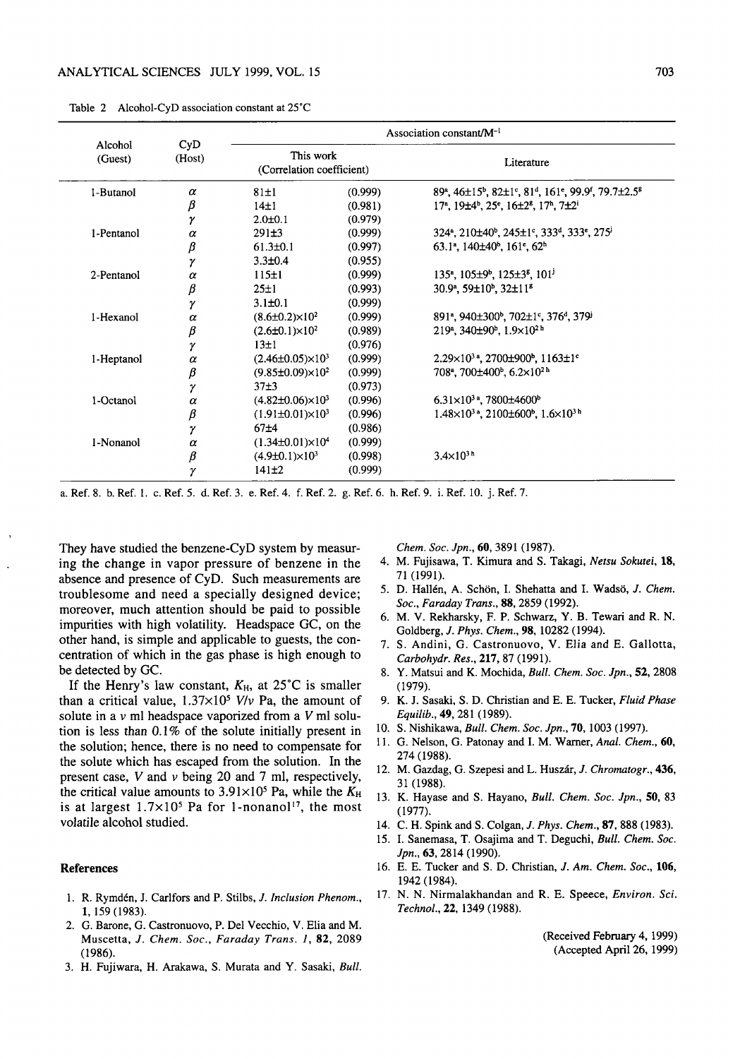Table 2 Alcohol-CyD association constant at 25°C

| Alcohol (Guest) | CyD (Host) | Association constant/$M^{-1}$ | | |
|---|---|---|---|---|
| | | This work (Correlation coefficient) | | Literature |
| 1-Butanol | $\alpha$ | 81±1 | (0.999) | 89[a], 46±15[b], 82±1[c], 81[d], 161[e], 99.9[f], 79.7±2.5[g] |
| | $\beta$ | 14±1 | (0.981) | 17[a], 19±4[b], 25[e], 16±2[g], 17[h], 7±2[i] |
| | $\gamma$ | 2.0±0.1 | (0.979) | |
| 1-Pentanol | $\alpha$ | 291±3 | (0.999) | 324[a], 210±40[b], 245±1[c], 333[d], 333[e], 275[j] |
| | $\beta$ | 61.3±0.1 | (0.997) | 63.1[a], 140±40[b], 161[e], 62[h] |
| | $\gamma$ | 3.3±0.4 | (0.955) | |
| 2-Pentanol | $\alpha$ | 115±1 | (0.999) | 135[a], 105±9[b], 125±3[g], 101[j] |
| | $\beta$ | 25±1 | (0.993) | 30.9[a], 59±10[b], 32±11[g] |
| | $\gamma$ | 3.1±0.1 | (0.999) | |
| 1-Hexanol | $\alpha$ | $(8.6\pm0.2)\times10^2$ | (0.999) | 891[a], 940±300[b], 702±1[c], 376[d], 379[j] |
| | $\beta$ | $(2.6\pm0.1)\times10^2$ | (0.989) | 219[a], 340±90[b], $1.9\times10^2$ [h] |
| | $\gamma$ | 13±1 | (0.976) | |
| 1-Heptanol | $\alpha$ | $(2.46\pm0.05)\times10^3$ | (0.999) | $2.29\times10^3$ [a], 2700±900[b], 1163±1[c] |
| | $\beta$ | $(9.85\pm0.09)\times10^2$ | (0.999) | 708[a], 700±400[b], $6.2\times10^2$ [h] |
| | $\gamma$ | 37±3 | (0.973) | |
| 1-Octanol | $\alpha$ | $(4.82\pm0.06)\times10^3$ | (0.996) | $6.31\times10^3$ [a], 7800±4600[b] |
| | $\beta$ | $(1.91\pm0.01)\times10^3$ | (0.996) | $1.48\times10^3$ [a], 2100±600[b], $1.6\times10^3$ [h] |
| | $\gamma$ | 67±4 | (0.986) | |
| 1-Nonanol | $\alpha$ | $(1.34\pm0.01)\times10^4$ | (0.999) | |
| | $\beta$ | $(4.9\pm0.1)\times10^3$ | (0.998) | $3.4\times10^3$ [h] |
| | $\gamma$ | 141±2 | (0.999) | |

a. Ref. 8. b. Ref. 1. c. Ref. 5. d. Ref. 3. e. Ref. 4. f. Ref. 2. g. Ref. 6. h. Ref. 9. i. Ref. 10. j. Ref. 7.

They have studied the benzene-CyD system by measuring the change in vapor pressure of benzene in the absence and presence of CyD. Such measurements are troublesome and need a specially designed device; moreover, much attention should be paid to possible impurities with high volatility. Headspace GC, on the other hand, is simple and applicable to guests, the concentration of which in the gas phase is high enough to be detected by GC.

If the Henry's law constant, $K_H$, at 25°C is smaller than a critical value, $1.37\times10^5$ $V/v$ Pa, the amount of solute in a $v$ ml headspace vaporized from a $V$ ml solution is less than 0.1% of the solute initially present in the solution; hence, there is no need to compensate for the solute which has escaped from the solution. In the present case, $V$ and $v$ being 20 and 7 ml, respectively, the critical value amounts to $3.91\times10^5$ Pa, while the $K_H$ is at largest $1.7\times10^5$ Pa for 1-nonanol[17], the most volatile alcohol studied.

## References

1. R. Rymdén, J. Carlfors and P. Stilbs, *J. Inclusion Phenom.*, **1**, 159 (1983).
2. G. Barone, G. Castronuovo, P. Del Vecchio, V. Elia and M. Muscetta, *J. Chem. Soc., Faraday Trans. 1*, **82**, 2089 (1986).
3. H. Fujiwara, H. Arakawa, S. Murata and Y. Sasaki, *Bull. Chem. Soc. Jpn.*, **60**, 3891 (1987).
4. M. Fujisawa, T. Kimura and S. Takagi, *Netsu Sokutei*, **18**, 71 (1991).
5. D. Hallén, A. Schön, I. Shehatta and I. Wadsö, *J. Chem. Soc., Faraday Trans.*, **88**, 2859 (1992).
6. M. V. Rekharsky, F. P. Schwarz, Y. B. Tewari and R. N. Goldberg, *J. Phys. Chem.*, **98**, 10282 (1994).
7. S. Andini, G. Castronuovo, V. Elia and E. Gallotta, *Carbohydr. Res.*, **217**, 87 (1991).
8. Y. Matsui and K. Mochida, *Bull. Chem. Soc. Jpn.*, **52**, 2808 (1979).
9. K. J. Sasaki, S. D. Christian and E. E. Tucker, *Fluid Phase Equilib.*, **49**, 281 (1989).
10. S. Nishikawa, *Bull. Chem. Soc. Jpn.*, **70**, 1003 (1997).
11. G. Nelson, G. Patonay and I. M. Warner, *Anal. Chem.*, **60**, 274 (1988).
12. M. Gazdag, G. Szepesi and L. Huszár, *J. Chromatogr.*, **436**, 31 (1988).
13. K. Hayase and S. Hayano, *Bull. Chem. Soc. Jpn.*, **50**, 83 (1977).
14. C. H. Spink and S. Colgan, *J. Phys. Chem.*, **87**, 888 (1983).
15. I. Sanemasa, T. Osajima and T. Deguchi, *Bull. Chem. Soc. Jpn.*, **63**, 2814 (1990).
16. E. E. Tucker and S. D. Christian, *J. Am. Chem. Soc.*, **106**, 1942 (1984).
17. N. N. Nirmalakhandan and R. E. Speece, *Environ. Sci. Technol.*, **22**, 1349 (1988).

(Received February 4, 1999)
(Accepted April 26, 1999)